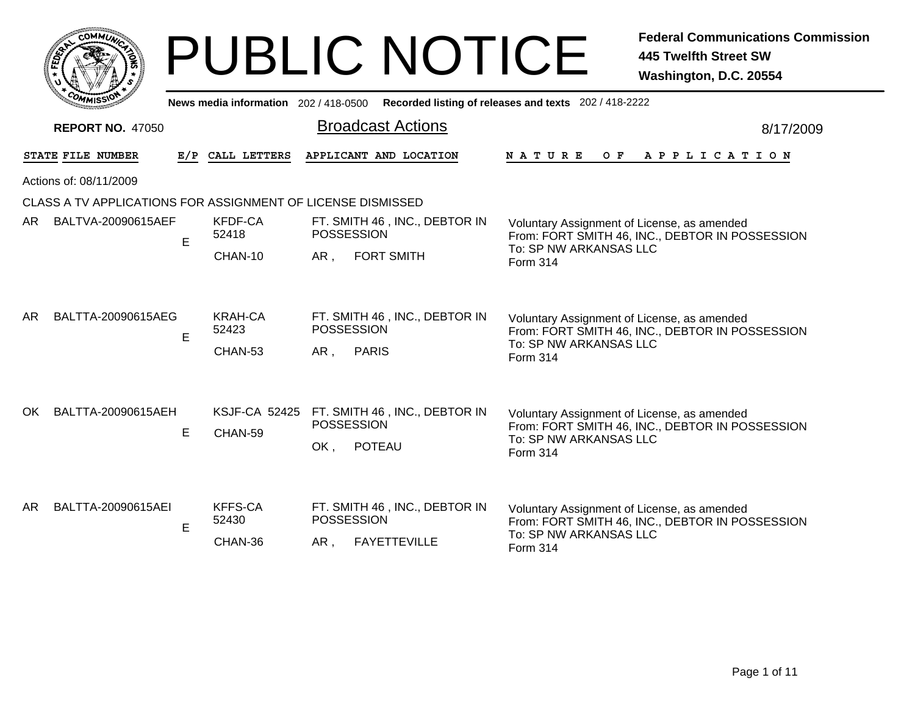# PUBLIC NOTICE

**Federal Communications Commission**
**445 Twelfth Street SW**
**Washington, D.C. 20554**

**News media information** 202 / 418-0500 **Recorded listing of releases and texts** 202 / 418-2222

**REPORT NO.** 47050

## Broadcast Actions

8/17/2009

Actions of: 08/11/2009

CLASS A TV APPLICATIONS FOR ASSIGNMENT OF LICENSE DISMISSED

| STATE | FILE NUMBER | E/P | CALL LETTERS | APPLICANT AND LOCATION | NATURE OF APPLICATION |
|---|---|---|---|---|---|
| AR | BALTVA-20090615AEF | E | KFDF-CA 52418 CHAN-10 | FT. SMITH 46 , INC., DEBTOR IN POSSESSION AR , FORT SMITH | Voluntary Assignment of License, as amended From: FORT SMITH 46, INC., DEBTOR IN POSSESSION To: SP NW ARKANSAS LLC Form 314 |
| AR | BALTTA-20090615AEG | E | KRAH-CA 52423 CHAN-53 | FT. SMITH 46 , INC., DEBTOR IN POSSESSION AR , PARIS | Voluntary Assignment of License, as amended From: FORT SMITH 46, INC., DEBTOR IN POSSESSION To: SP NW ARKANSAS LLC Form 314 |
| OK | BALTTA-20090615AEH | E | KSJF-CA 52425 CHAN-59 | FT. SMITH 46 , INC., DEBTOR IN POSSESSION OK , POTEAU | Voluntary Assignment of License, as amended From: FORT SMITH 46, INC., DEBTOR IN POSSESSION To: SP NW ARKANSAS LLC Form 314 |
| AR | BALTTA-20090615AEI | E | KFFS-CA 52430 CHAN-36 | FT. SMITH 46 , INC., DEBTOR IN POSSESSION AR , FAYETTEVILLE | Voluntary Assignment of License, as amended From: FORT SMITH 46, INC., DEBTOR IN POSSESSION To: SP NW ARKANSAS LLC Form 314 |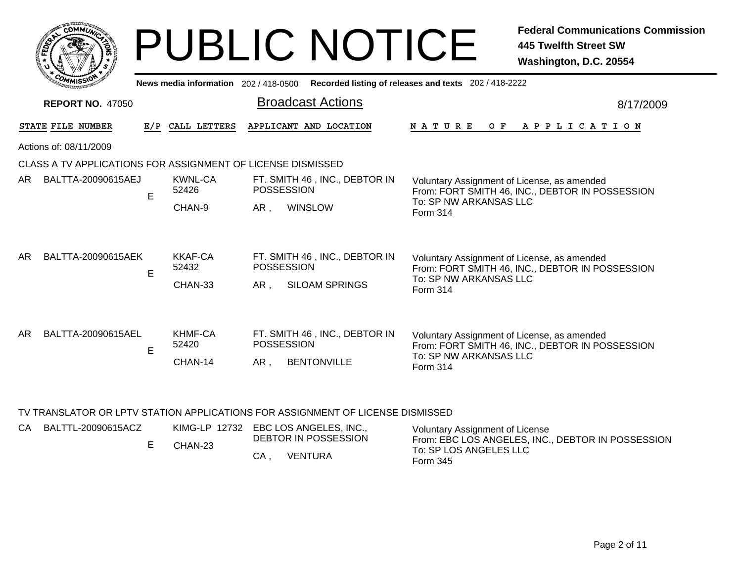# PUBLIC NOTICE

**Federal Communications Commission**
**445 Twelfth Street SW**
**Washington, D.C. 20554**

**News media information** 202 / 418-0500 **Recorded listing of releases and texts** 202 / 418-2222

**REPORT NO.** 47050

## Broadcast Actions

8/17/2009

Actions of: 08/11/2009

### CLASS A TV APPLICATIONS FOR ASSIGNMENT OF LICENSE DISMISSED

| STATE | FILE NUMBER | E/P | CALL LETTERS | APPLICANT AND LOCATION | NATURE OF APPLICATION |
|---|---|---|---|---|---|
| AR | BALTTA-20090615AEJ | E | KWNL-CA 52426 CHAN-9 | FT. SMITH 46 , INC., DEBTOR IN POSSESSION AR , WINSLOW | Voluntary Assignment of License, as amended From: FORT SMITH 46, INC., DEBTOR IN POSSESSION To: SP NW ARKANSAS LLC Form 314 |
| AR | BALTTA-20090615AEK | E | KKAF-CA 52432 CHAN-33 | FT. SMITH 46 , INC., DEBTOR IN POSSESSION AR , SILOAM SPRINGS | Voluntary Assignment of License, as amended From: FORT SMITH 46, INC., DEBTOR IN POSSESSION To: SP NW ARKANSAS LLC Form 314 |
| AR | BALTTA-20090615AEL | E | KHMF-CA 52420 CHAN-14 | FT. SMITH 46 , INC., DEBTOR IN POSSESSION AR , BENTONVILLE | Voluntary Assignment of License, as amended From: FORT SMITH 46, INC., DEBTOR IN POSSESSION To: SP NW ARKANSAS LLC Form 314 |

### TV TRANSLATOR OR LPTV STATION APPLICATIONS FOR ASSIGNMENT OF LICENSE DISMISSED

| STATE | FILE NUMBER | E/P | CALL LETTERS | APPLICANT AND LOCATION | NATURE OF APPLICATION |
|---|---|---|---|---|---|
| CA | BALTTL-20090615ACZ | E | KIMG-LP 12732 CHAN-23 | EBC LOS ANGELES, INC., DEBTOR IN POSSESSION CA , VENTURA | Voluntary Assignment of License From: EBC LOS ANGELES, INC., DEBTOR IN POSSESSION To: SP LOS ANGELES LLC Form 345 |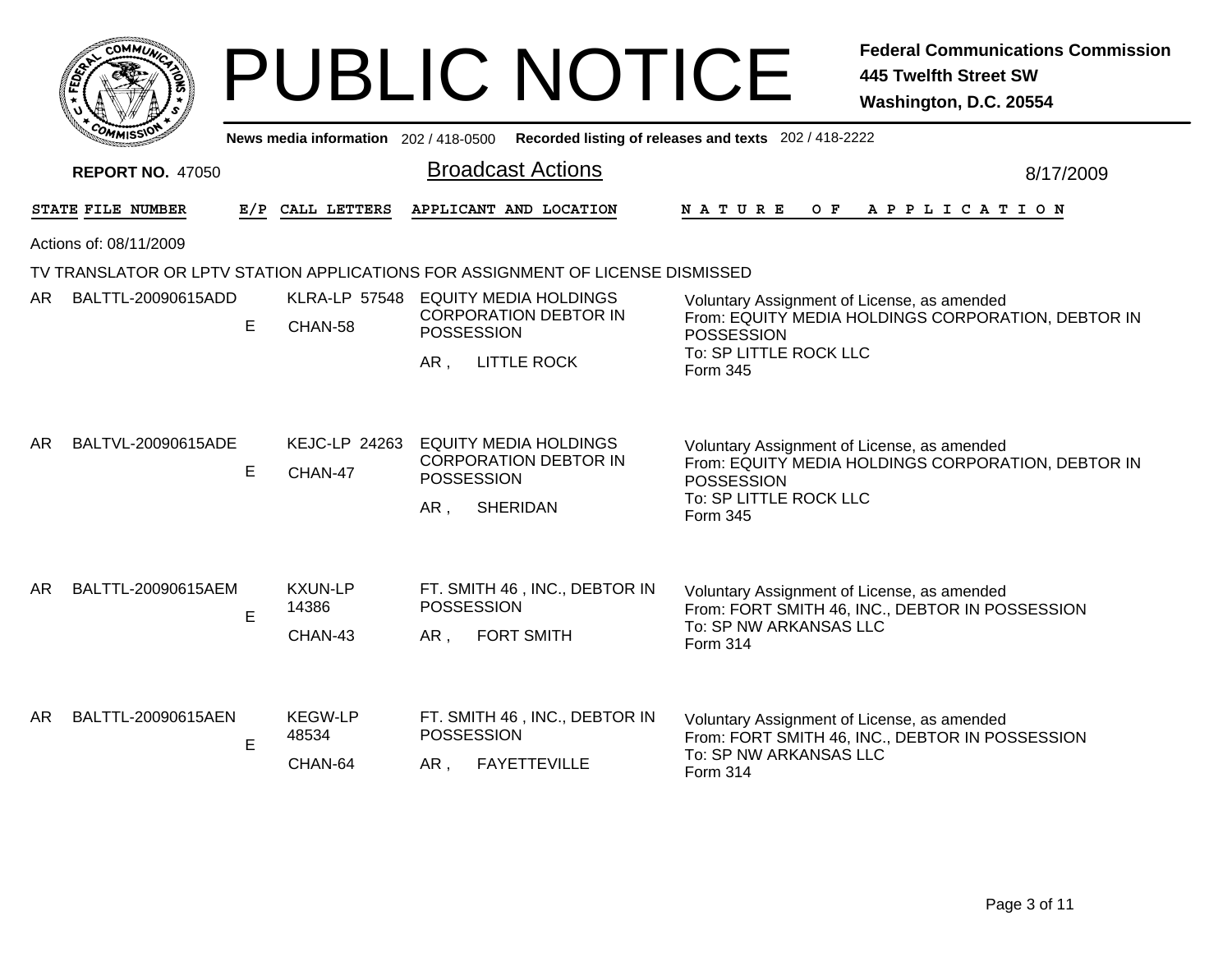# PUBLIC NOTICE

**Federal Communications Commission**
**445 Twelfth Street SW**
**Washington, D.C. 20554**

News media information 202 / 418-0500 Recorded listing of releases and texts 202 / 418-2222

**REPORT NO.** 47050

## Broadcast Actions

8/17/2009

Actions of: 08/11/2009

### TV TRANSLATOR OR LPTV STATION APPLICATIONS FOR ASSIGNMENT OF LICENSE DISMISSED

| STATE | FILE NUMBER | E/P | CALL LETTERS | APPLICANT AND LOCATION | NATURE OF APPLICATION |
|---|---|---|---|---|---|
| AR | BALTTL-20090615ADD | E | KLRA-LP 57548 CHAN-58 | EQUITY MEDIA HOLDINGS CORPORATION DEBTOR IN POSSESSION AR , LITTLE ROCK | Voluntary Assignment of License, as amended From: EQUITY MEDIA HOLDINGS CORPORATION, DEBTOR IN POSSESSION To: SP LITTLE ROCK LLC Form 345 |
| AR | BALTVL-20090615ADE | E | KEJC-LP 24263 CHAN-47 | EQUITY MEDIA HOLDINGS CORPORATION DEBTOR IN POSSESSION AR , SHERIDAN | Voluntary Assignment of License, as amended From: EQUITY MEDIA HOLDINGS CORPORATION, DEBTOR IN POSSESSION To: SP LITTLE ROCK LLC Form 345 |
| AR | BALTTL-20090615AEM | E | KXUN-LP 14386 CHAN-43 | FT. SMITH 46 , INC., DEBTOR IN POSSESSION AR , FORT SMITH | Voluntary Assignment of License, as amended From: FORT SMITH 46, INC., DEBTOR IN POSSESSION To: SP NW ARKANSAS LLC Form 314 |
| AR | BALTTL-20090615AEN | E | KEGW-LP 48534 CHAN-64 | FT. SMITH 46 , INC., DEBTOR IN POSSESSION AR , FAYETTEVILLE | Voluntary Assignment of License, as amended From: FORT SMITH 46, INC., DEBTOR IN POSSESSION To: SP NW ARKANSAS LLC Form 314 |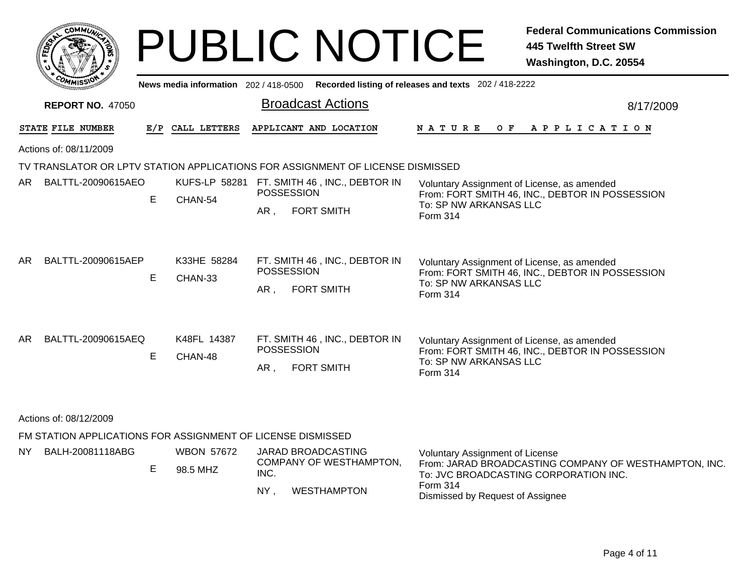# PUBLIC NOTICE

**Federal Communications Commission**
**445 Twelfth Street SW**
**Washington, D.C. 20554**

**News media information** 202 / 418-0500 **Recorded listing of releases and texts** 202 / 418-2222

**REPORT NO.** 47050

## Broadcast Actions

8/17/2009

| STATE | FILE NUMBER | E/P | CALL LETTERS | APPLICANT AND LOCATION | NATURE OF APPLICATION |
|---|---|---|---|---|---|

Actions of: 08/11/2009

TV TRANSLATOR OR LPTV STATION APPLICATIONS FOR ASSIGNMENT OF LICENSE DISMISSED

| STATE | FILE NUMBER | E/P | CALL LETTERS | APPLICANT AND LOCATION | NATURE OF APPLICATION |
|---|---|---|---|---|---|
| AR | BALTTL-20090615AEO | E | KUFS-LP 58281 CHAN-54 | FT. SMITH 46 , INC., DEBTOR IN POSSESSION AR , FORT SMITH | Voluntary Assignment of License, as amended From: FORT SMITH 46, INC., DEBTOR IN POSSESSION To: SP NW ARKANSAS LLC Form 314 |
| AR | BALTTL-20090615AEP | E | K33HE 58284 CHAN-33 | FT. SMITH 46 , INC., DEBTOR IN POSSESSION AR , FORT SMITH | Voluntary Assignment of License, as amended From: FORT SMITH 46, INC., DEBTOR IN POSSESSION To: SP NW ARKANSAS LLC Form 314 |
| AR | BALTTL-20090615AEQ | E | K48FL 14387 CHAN-48 | FT. SMITH 46 , INC., DEBTOR IN POSSESSION AR , FORT SMITH | Voluntary Assignment of License, as amended From: FORT SMITH 46, INC., DEBTOR IN POSSESSION To: SP NW ARKANSAS LLC Form 314 |

Actions of: 08/12/2009

FM STATION APPLICATIONS FOR ASSIGNMENT OF LICENSE DISMISSED

| STATE | FILE NUMBER | E/P | CALL LETTERS | APPLICANT AND LOCATION | NATURE OF APPLICATION |
|---|---|---|---|---|---|
| NY | BALH-20081118ABG | E | WBON 57672 98.5 MHZ | JARAD BROADCASTING COMPANY OF WESTHAMPTON, INC. NY , WESTHAMPTON | Voluntary Assignment of License From: JARAD BROADCASTING COMPANY OF WESTHAMPTON, INC. To: JVC BROADCASTING CORPORATION INC. Form 314 Dismissed by Request of Assignee |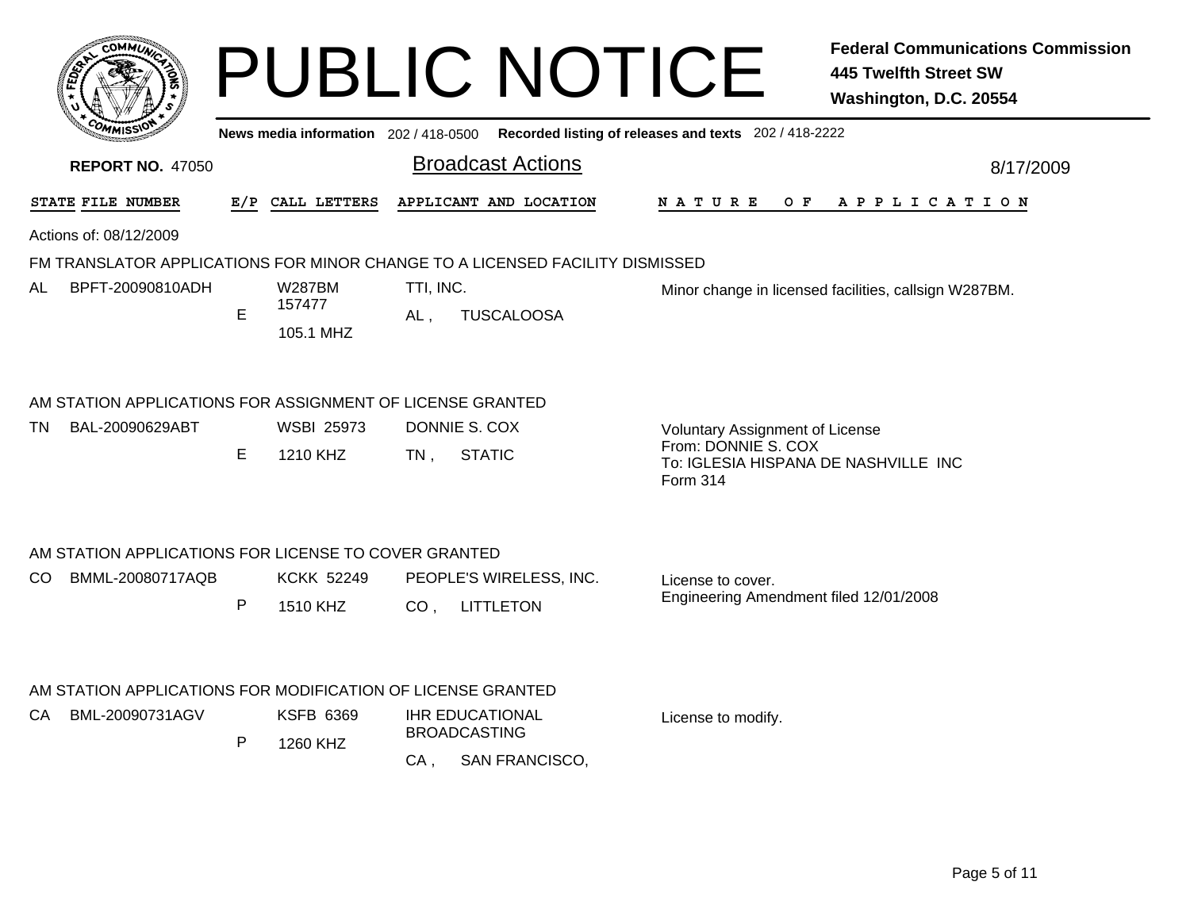# PUBLIC NOTICE

**Federal Communications Commission**
**445 Twelfth Street SW**
**Washington, D.C. 20554**

News media information 202 / 418-0500 Recorded listing of releases and texts 202 / 418-2222

**REPORT NO.** 47050

## Broadcast Actions

8/17/2009

| STATE | FILE NUMBER | E/P | CALL LETTERS | APPLICANT AND LOCATION | NATURE OF APPLICATION |
|---|---|---|---|---|---|

Actions of: 08/12/2009

### FM TRANSLATOR APPLICATIONS FOR MINOR CHANGE TO A LICENSED FACILITY DISMISSED

| STATE | FILE NUMBER | E/P | CALL LETTERS | APPLICANT AND LOCATION | NATURE OF APPLICATION |
|---|---|---|---|---|---|
| AL | BPFT-20090810ADH | E | W287BM 157477 105.1 MHZ | TTI, INC. AL , TUSCALOOSA | Minor change in licensed facilities, callsign W287BM. |

### AM STATION APPLICATIONS FOR ASSIGNMENT OF LICENSE GRANTED

| STATE | FILE NUMBER | E/P | CALL LETTERS | APPLICANT AND LOCATION | NATURE OF APPLICATION |
|---|---|---|---|---|---|
| TN | BAL-20090629ABT | E | WSBI 25973 1210 KHZ | DONNIE S. COX TN , STATIC | Voluntary Assignment of License From: DONNIE S. COX To: IGLESIA HISPANA DE NASHVILLE INC Form 314 |

### AM STATION APPLICATIONS FOR LICENSE TO COVER GRANTED

| STATE | FILE NUMBER | E/P | CALL LETTERS | APPLICANT AND LOCATION | NATURE OF APPLICATION |
|---|---|---|---|---|---|
| CO | BMML-20080717AQB | P | KCKK 52249 1510 KHZ | PEOPLE'S WIRELESS, INC. CO , LITTLETON | License to cover. Engineering Amendment filed 12/01/2008 |

### AM STATION APPLICATIONS FOR MODIFICATION OF LICENSE GRANTED

| STATE | FILE NUMBER | E/P | CALL LETTERS | APPLICANT AND LOCATION | NATURE OF APPLICATION |
|---|---|---|---|---|---|
| CA | BML-20090731AGV | P | KSFB 6369 1260 KHZ | IHR EDUCATIONAL BROADCASTING CA , SAN FRANCISCO, | License to modify. |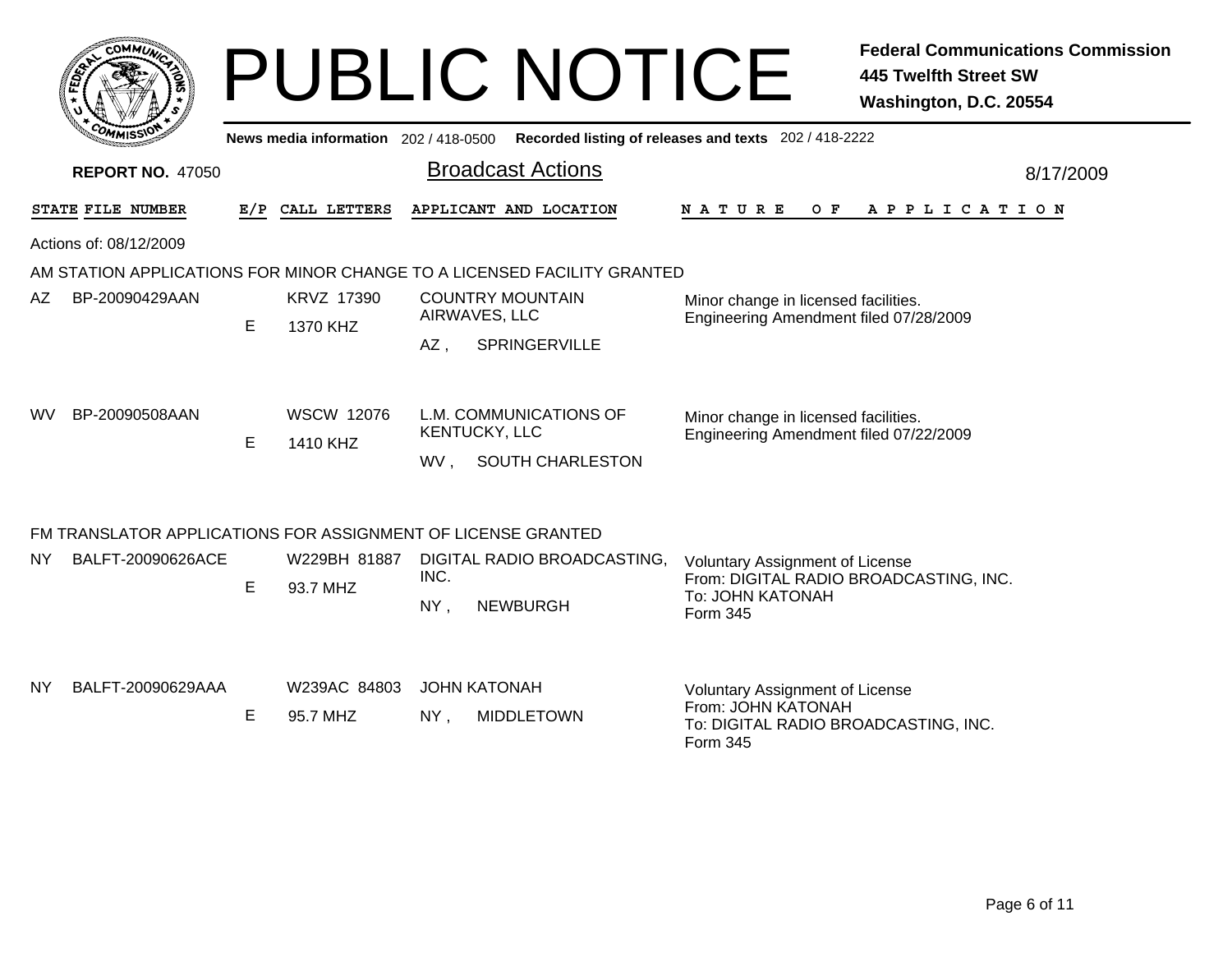# PUBLIC NOTICE

**Federal Communications Commission**
**445 Twelfth Street SW**
**Washington, D.C. 20554**

News media information 202 / 418-0500 Recorded listing of releases and texts 202 / 418-2222

**REPORT NO.** 47050

## Broadcast Actions

8/17/2009

Actions of: 08/12/2009

### AM STATION APPLICATIONS FOR MINOR CHANGE TO A LICENSED FACILITY GRANTED

| STATE | FILE NUMBER | E/P | CALL LETTERS | APPLICANT AND LOCATION | NATURE OF APPLICATION |
|---|---|---|---|---|---|
| AZ | BP-20090429AAN | E | KRVZ 17390<br>1370 KHZ | COUNTRY MOUNTAIN AIRWAVES, LLC<br>AZ , SPRINGERVILLE | Minor change in licensed facilities.<br>Engineering Amendment filed 07/28/2009 |
| WV | BP-20090508AAN | E | WSCW 12076<br>1410 KHZ | L.M. COMMUNICATIONS OF KENTUCKY, LLC<br>WV , SOUTH CHARLESTON | Minor change in licensed facilities.<br>Engineering Amendment filed 07/22/2009 |

### FM TRANSLATOR APPLICATIONS FOR ASSIGNMENT OF LICENSE GRANTED

| STATE | FILE NUMBER | E/P | CALL LETTERS | APPLICANT AND LOCATION | NATURE OF APPLICATION |
|---|---|---|---|---|---|
| NY | BALFT-20090626ACE | E | W229BH 81887<br>93.7 MHZ | DIGITAL RADIO BROADCASTING, INC.<br>NY , NEWBURGH | Voluntary Assignment of License<br>From: DIGITAL RADIO BROADCASTING, INC.<br>To: JOHN KATONAH<br>Form 345 |
| NY | BALFT-20090629AAA | E | W239AC 84803<br>95.7 MHZ | JOHN KATONAH<br>NY , MIDDLETOWN | Voluntary Assignment of License<br>From: JOHN KATONAH<br>To: DIGITAL RADIO BROADCASTING, INC.<br>Form 345 |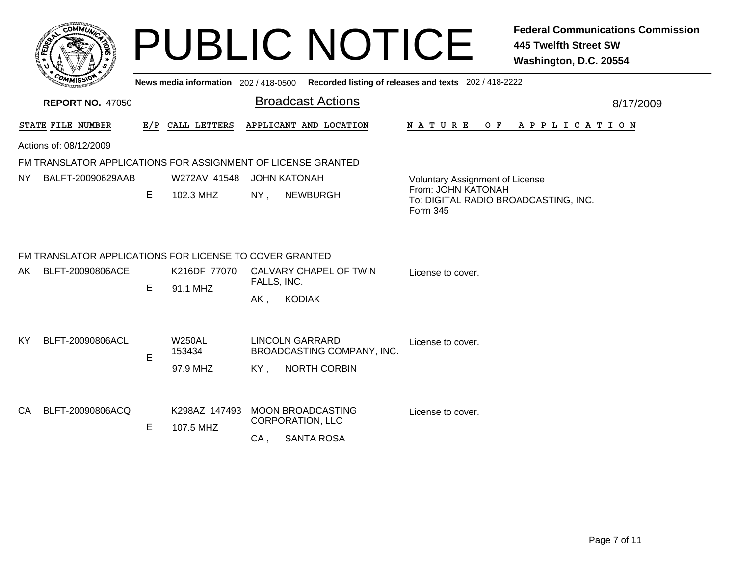# PUBLIC NOTICE

**Federal Communications Commission**
**445 Twelfth Street SW**
**Washington, D.C. 20554**

News media information 202 / 418-0500 Recorded listing of releases and texts 202 / 418-2222

**REPORT NO.** 47050

## Broadcast Actions

8/17/2009

Actions of: 08/12/2009

### FM TRANSLATOR APPLICATIONS FOR ASSIGNMENT OF LICENSE GRANTED

| STATE | FILE NUMBER | E/P | CALL LETTERS | APPLICANT AND LOCATION | NATURE OF APPLICATION |
|---|---|---|---|---|---|
| NY | BALFT-20090629AAB | E | W272AV 41548<br>102.3 MHZ | JOHN KATONAH<br>NY , NEWBURGH | Voluntary Assignment of License<br>From: JOHN KATONAH<br>To: DIGITAL RADIO BROADCASTING, INC.<br>Form 345 |

### FM TRANSLATOR APPLICATIONS FOR LICENSE TO COVER GRANTED

| STATE | FILE NUMBER | E/P | CALL LETTERS | APPLICANT AND LOCATION | NATURE OF APPLICATION |
|---|---|---|---|---|---|
| AK | BLFT-20090806ACE | E | K216DF 77070<br>91.1 MHZ | CALVARY CHAPEL OF TWIN FALLS, INC.<br>AK , KODIAK | License to cover. |
| KY | BLFT-20090806ACL | E | W250AL 153434<br>97.9 MHZ | LINCOLN GARRARD BROADCASTING COMPANY, INC.<br>KY , NORTH CORBIN | License to cover. |
| CA | BLFT-20090806ACQ | E | K298AZ 147493<br>107.5 MHZ | MOON BROADCASTING CORPORATION, LLC<br>CA , SANTA ROSA | License to cover. |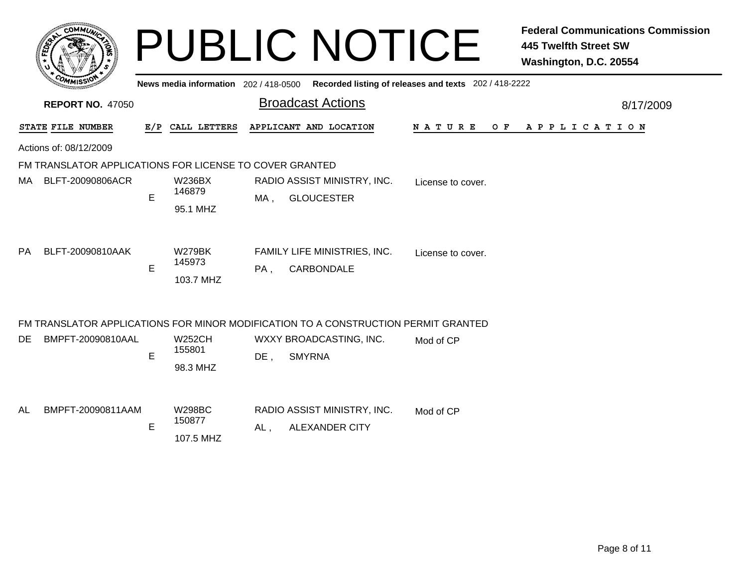# PUBLIC NOTICE

**Federal Communications Commission**
**445 Twelfth Street SW**
**Washington, D.C. 20554**

**News media information** 202 / 418-0500 **Recorded listing of releases and texts** 202 / 418-2222

**REPORT NO.** 47050

## Broadcast Actions

8/17/2009

Actions of: 08/12/2009

### FM TRANSLATOR APPLICATIONS FOR LICENSE TO COVER GRANTED

| STATE | FILE NUMBER | E/P | CALL LETTERS | APPLICANT AND LOCATION | NATURE OF APPLICATION |
|---|---|---|---|---|---|
| MA | BLFT-20090806ACR | E | W236BX 146879 95.1 MHZ | RADIO ASSIST MINISTRY, INC. MA , GLOUCESTER | License to cover. |
| PA | BLFT-20090810AAK | E | W279BK 145973 103.7 MHZ | FAMILY LIFE MINISTRIES, INC. PA , CARBONDALE | License to cover. |

### FM TRANSLATOR APPLICATIONS FOR MINOR MODIFICATION TO A CONSTRUCTION PERMIT GRANTED

| STATE | FILE NUMBER | E/P | CALL LETTERS | APPLICANT AND LOCATION | NATURE OF APPLICATION |
|---|---|---|---|---|---|
| DE | BMPFT-20090810AAL | E | W252CH 155801 98.3 MHZ | WXXY BROADCASTING, INC. DE , SMYRNA | Mod of CP |
| AL | BMPFT-20090811AAM | E | W298BC 150877 107.5 MHZ | RADIO ASSIST MINISTRY, INC. AL , ALEXANDER CITY | Mod of CP |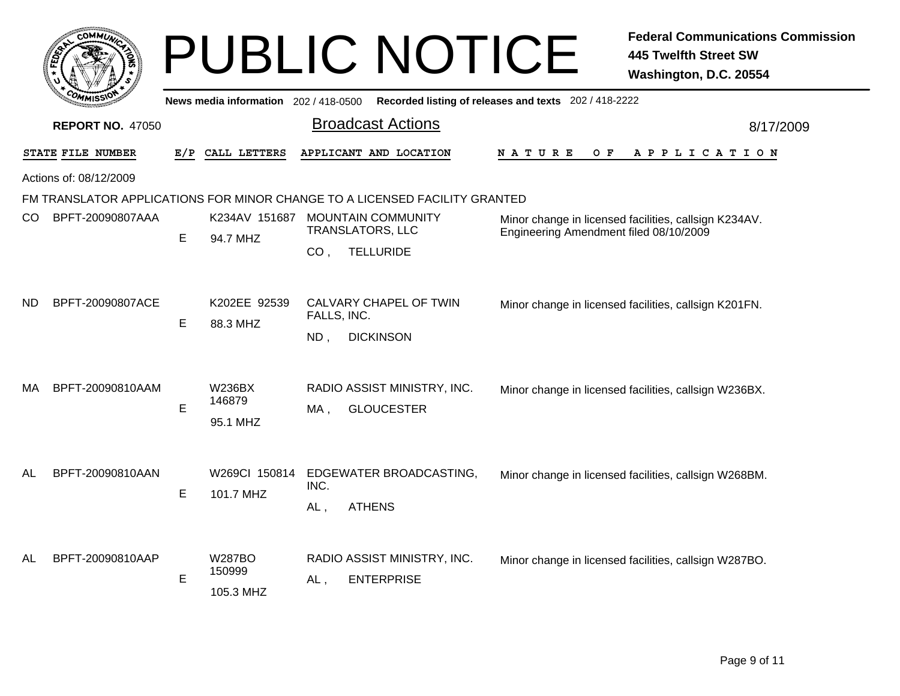# PUBLIC NOTICE

**Federal Communications Commission**
**445 Twelfth Street SW**
**Washington, D.C. 20554**

News media information 202 / 418-0500 Recorded listing of releases and texts 202 / 418-2222

**REPORT NO.** 47050

## Broadcast Actions

8/17/2009

Actions of: 08/12/2009

FM TRANSLATOR APPLICATIONS FOR MINOR CHANGE TO A LICENSED FACILITY GRANTED

| STATE | FILE NUMBER | E/P | CALL LETTERS | APPLICANT AND LOCATION | NATURE OF APPLICATION |
|---|---|---|---|---|---|
| CO | BPFT-20090807AAA | E | K234AV 151687 94.7 MHZ | MOUNTAIN COMMUNITY TRANSLATORS, LLC CO , TELLURIDE | Minor change in licensed facilities, callsign K234AV. Engineering Amendment filed 08/10/2009 |
| ND | BPFT-20090807ACE | E | K202EE 92539 88.3 MHZ | CALVARY CHAPEL OF TWIN FALLS, INC. ND , DICKINSON | Minor change in licensed facilities, callsign K201FN. |
| MA | BPFT-20090810AAM | E | W236BX 146879 95.1 MHZ | RADIO ASSIST MINISTRY, INC. MA , GLOUCESTER | Minor change in licensed facilities, callsign W236BX. |
| AL | BPFT-20090810AAN | E | W269CI 150814 101.7 MHZ | EDGEWATER BROADCASTING, INC. AL , ATHENS | Minor change in licensed facilities, callsign W268BM. |
| AL | BPFT-20090810AAP | E | W287BO 150999 105.3 MHZ | RADIO ASSIST MINISTRY, INC. AL , ENTERPRISE | Minor change in licensed facilities, callsign W287BO. |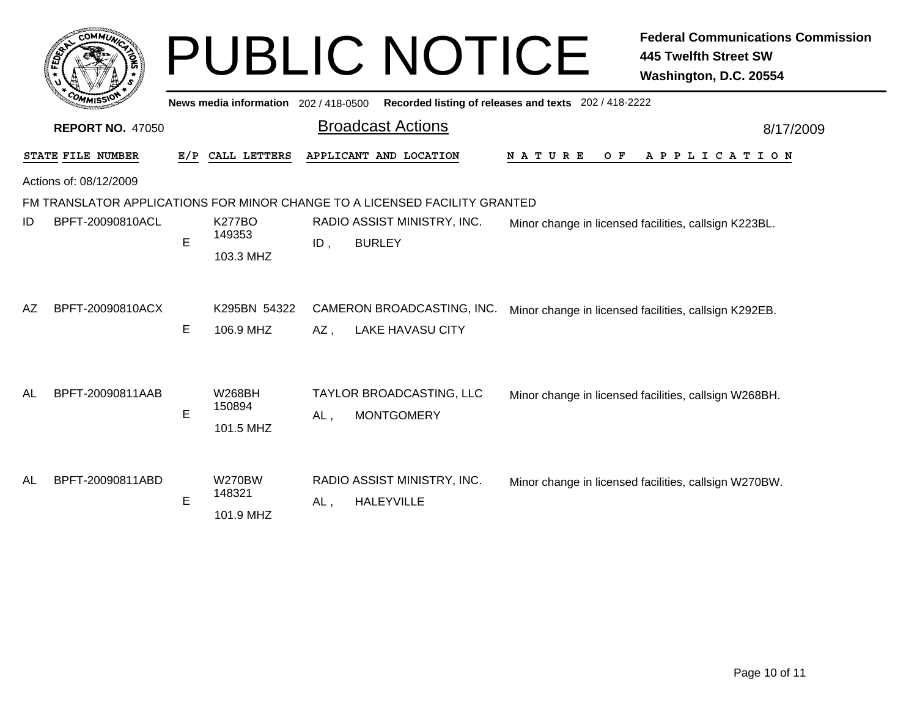# PUBLIC NOTICE

**Federal Communications Commission**
**445 Twelfth Street SW**
**Washington, D.C. 20554**

**News media information** 202 / 418-0500 **Recorded listing of releases and texts** 202 / 418-2222

**REPORT NO.** 47050

## Broadcast Actions

8/17/2009

Actions of: 08/12/2009

FM TRANSLATOR APPLICATIONS FOR MINOR CHANGE TO A LICENSED FACILITY GRANTED

| STATE | FILE NUMBER | E/P | CALL LETTERS | APPLICANT AND LOCATION | NATURE OF APPLICATION |
|---|---|---|---|---|---|
| ID | BPFT-20090810ACL | E | K277BO 149353 103.3 MHZ | RADIO ASSIST MINISTRY, INC. ID , BURLEY | Minor change in licensed facilities, callsign K223BL. |
| AZ | BPFT-20090810ACX | E | K295BN 54322 106.9 MHZ | CAMERON BROADCASTING, INC. AZ , LAKE HAVASU CITY | Minor change in licensed facilities, callsign K292EB. |
| AL | BPFT-20090811AAB | E | W268BH 150894 101.5 MHZ | TAYLOR BROADCASTING, LLC AL , MONTGOMERY | Minor change in licensed facilities, callsign W268BH. |
| AL | BPFT-20090811ABD | E | W270BW 148321 101.9 MHZ | RADIO ASSIST MINISTRY, INC. AL , HALEYVILLE | Minor change in licensed facilities, callsign W270BW. |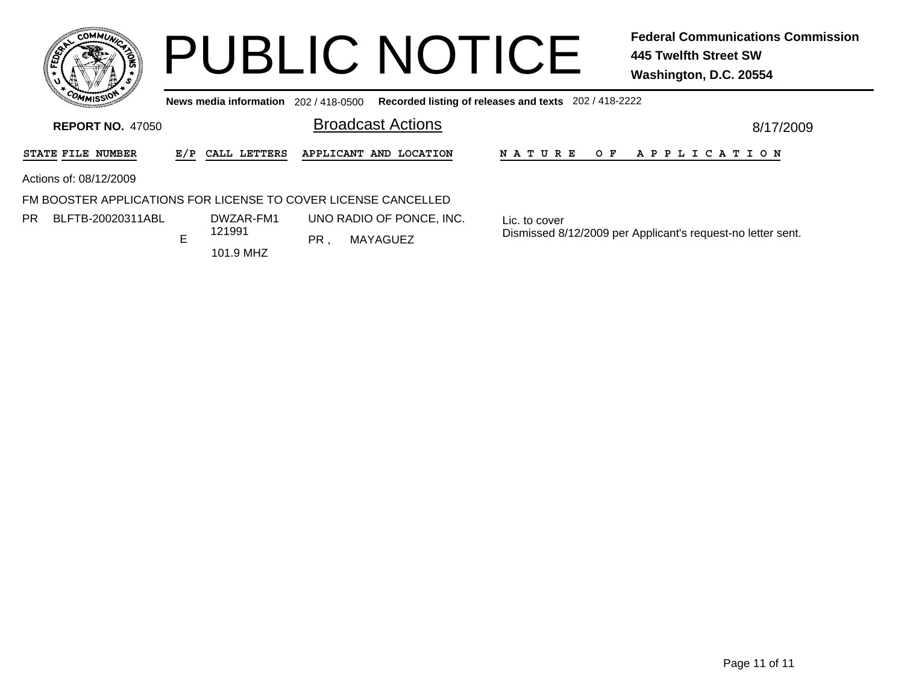# PUBLIC NOTICE

**Federal Communications Commission**
**445 Twelfth Street SW**
**Washington, D.C. 20554**

**News media information** 202 / 418-0500 **Recorded listing of releases and texts** 202 / 418-2222

**REPORT NO.** 47050

## Broadcast Actions

8/17/2009

| STATE | FILE NUMBER | E/P | CALL LETTERS | APPLICANT AND LOCATION | NATURE OF APPLICATION |
|---|---|---|---|---|---|

Actions of: 08/12/2009

FM BOOSTER APPLICATIONS FOR LICENSE TO COVER LICENSE CANCELLED

| STATE | FILE NUMBER | E/P | CALL LETTERS | APPLICANT AND LOCATION | NATURE OF APPLICATION |
|---|---|---|---|---|---|
| PR | BLFTB-20020311ABL | E | DWZAR-FM1 121991 101.9 MHZ | UNO RADIO OF PONCE, INC. PR , MAYAGUEZ | Lic. to cover Dismissed 8/12/2009 per Applicant's request-no letter sent. |